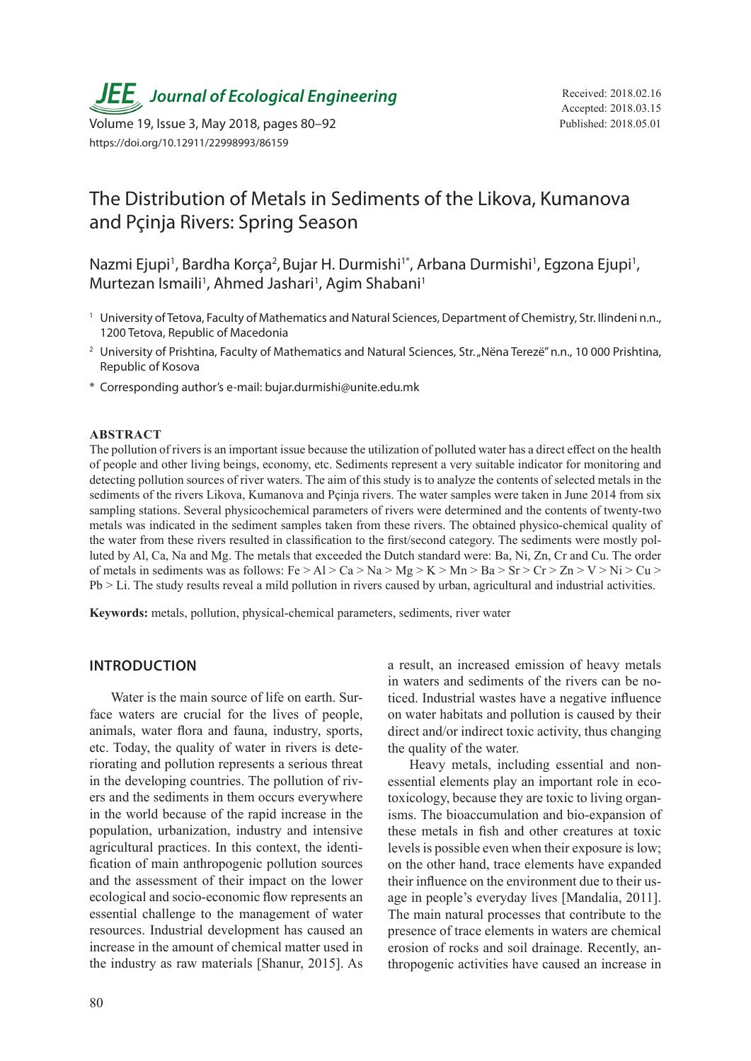# The Distribution of Metals in Sediments of the Likova, Kumanova and Pçinja Rivers: Spring Season

Nazmi Ejupi[1], Bardha Korça[2], Bujar H. Durmishi[1*], Arbana Durmishi[1], Egzona Ejupi[1], Murtezan Ismaili[1], Ahmed Jashari[1], Agim Shabani[1]

[1] University of Tetova, Faculty of Mathematics and Natural Sciences, Department of Chemistry, Str. Ilindeni n.n., 1200 Tetova, Republic of Macedonia

[2] University of Prishtina, Faculty of Mathematics and Natural Sciences, Str. „Nëna Terezë" n.n., 10 000 Prishtina, Republic of Kosova

\* Corresponding author's e-mail: bujar.durmishi@unite.edu.mk

Received: 2018.02.16
Accepted: 2018.03.15
Published: 2018.05.01

https://doi.org/10.12911/22998993/86159

## ABSTRACT

The pollution of rivers is an important issue because the utilization of polluted water has a direct effect on the health of people and other living beings, economy, etc. Sediments represent a very suitable indicator for monitoring and detecting pollution sources of river waters. The aim of this study is to analyze the contents of selected metals in the sediments of the rivers Likova, Kumanova and Pçinja rivers. The water samples were taken in June 2014 from six sampling stations. Several physicochemical parameters of rivers were determined and the contents of twenty-two metals was indicated in the sediment samples taken from these rivers. The obtained physico-chemical quality of the water from these rivers resulted in classification to the first/second category. The sediments were mostly polluted by Al, Ca, Na and Mg. The metals that exceeded the Dutch standard were: Ba, Ni, Zn, Cr and Cu. The order of metals in sediments was as follows: Fe > Al > Ca > Na > Mg > K > Mn > Ba > Sr > Cr > Zn > V > Ni > Cu > Pb > Li. The study results reveal a mild pollution in rivers caused by urban, agricultural and industrial activities.

**Keywords:** metals, pollution, physical-chemical parameters, sediments, river water

## INTRODUCTION

Water is the main source of life on earth. Surface waters are crucial for the lives of people, animals, water flora and fauna, industry, sports, etc. Today, the quality of water in rivers is deteriorating and pollution represents a serious threat in the developing countries. The pollution of rivers and the sediments in them occurs everywhere in the world because of the rapid increase in the population, urbanization, industry and intensive agricultural practices. In this context, the identification of main anthropogenic pollution sources and the assessment of their impact on the lower ecological and socio-economic flow represents an essential challenge to the management of water resources. Industrial development has caused an increase in the amount of chemical matter used in the industry as raw materials [Shanur, 2015]. As a result, an increased emission of heavy metals in waters and sediments of the rivers can be noticed. Industrial wastes have a negative influence on water habitats and pollution is caused by their direct and/or indirect toxic activity, thus changing the quality of the water.

Heavy metals, including essential and non-essential elements play an important role in ecotoxicology, because they are toxic to living organisms. The bioaccumulation and bio-expansion of these metals in fish and other creatures at toxic levels is possible even when their exposure is low; on the other hand, trace elements have expanded their influence on the environment due to their usage in people's everyday lives [Mandalia, 2011]. The main natural processes that contribute to the presence of trace elements in waters are chemical erosion of rocks and soil drainage. Recently, anthropogenic activities have caused an increase in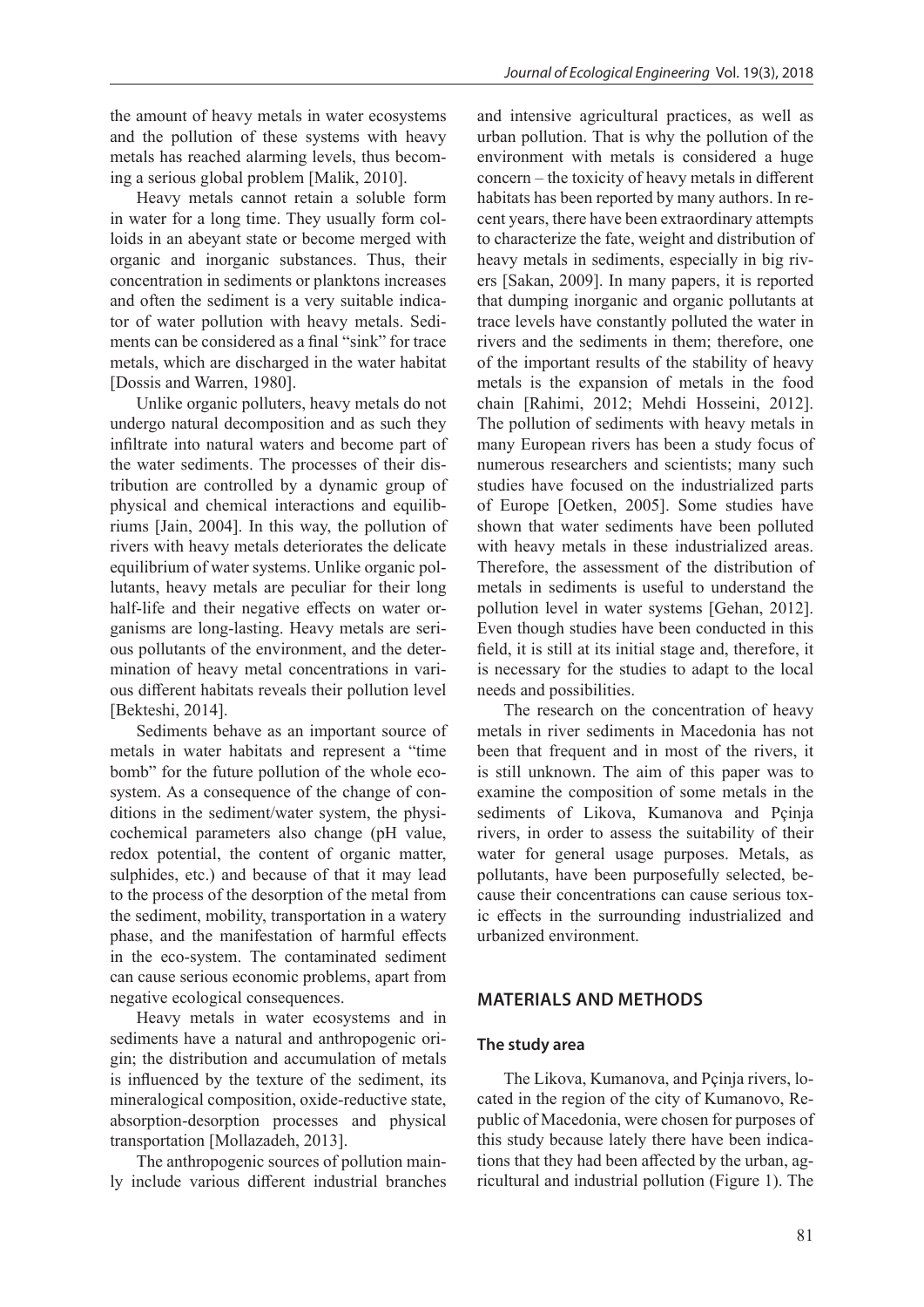the amount of heavy metals in water ecosystems and the pollution of these systems with heavy metals has reached alarming levels, thus becoming a serious global problem [Malik, 2010].

Heavy metals cannot retain a soluble form in water for a long time. They usually form colloids in an abeyant state or become merged with organic and inorganic substances. Thus, their concentration in sediments or planktons increases and often the sediment is a very suitable indicator of water pollution with heavy metals. Sediments can be considered as a final "sink" for trace metals, which are discharged in the water habitat [Dossis and Warren, 1980].

Unlike organic polluters, heavy metals do not undergo natural decomposition and as such they infiltrate into natural waters and become part of the water sediments. The processes of their distribution are controlled by a dynamic group of physical and chemical interactions and equilibriums [Jain, 2004]. In this way, the pollution of rivers with heavy metals deteriorates the delicate equilibrium of water systems. Unlike organic pollutants, heavy metals are peculiar for their long half-life and their negative effects on water organisms are long-lasting. Heavy metals are serious pollutants of the environment, and the determination of heavy metal concentrations in various different habitats reveals their pollution level [Bekteshi, 2014].

Sediments behave as an important source of metals in water habitats and represent a "time bomb" for the future pollution of the whole ecosystem. As a consequence of the change of conditions in the sediment/water system, the physicochemical parameters also change (pH value, redox potential, the content of organic matter, sulphides, etc.) and because of that it may lead to the process of the desorption of the metal from the sediment, mobility, transportation in a watery phase, and the manifestation of harmful effects in the eco-system. The contaminated sediment can cause serious economic problems, apart from negative ecological consequences.

Heavy metals in water ecosystems and in sediments have a natural and anthropogenic origin; the distribution and accumulation of metals is influenced by the texture of the sediment, its mineralogical composition, oxide-reductive state, absorption-desorption processes and physical transportation [Mollazadeh, 2013].

The anthropogenic sources of pollution mainly include various different industrial branches and intensive agricultural practices, as well as urban pollution. That is why the pollution of the environment with metals is considered a huge concern – the toxicity of heavy metals in different habitats has been reported by many authors. In recent years, there have been extraordinary attempts to characterize the fate, weight and distribution of heavy metals in sediments, especially in big rivers [Sakan, 2009]. In many papers, it is reported that dumping inorganic and organic pollutants at trace levels have constantly polluted the water in rivers and the sediments in them; therefore, one of the important results of the stability of heavy metals is the expansion of metals in the food chain [Rahimi, 2012; Mehdi Hosseini, 2012]. The pollution of sediments with heavy metals in many European rivers has been a study focus of numerous researchers and scientists; many such studies have focused on the industrialized parts of Europe [Oetken, 2005]. Some studies have shown that water sediments have been polluted with heavy metals in these industrialized areas. Therefore, the assessment of the distribution of metals in sediments is useful to understand the pollution level in water systems [Gehan, 2012]. Even though studies have been conducted in this field, it is still at its initial stage and, therefore, it is necessary for the studies to adapt to the local needs and possibilities.

The research on the concentration of heavy metals in river sediments in Macedonia has not been that frequent and in most of the rivers, it is still unknown. The aim of this paper was to examine the composition of some metals in the sediments of Likova, Kumanova and Pçinja rivers, in order to assess the suitability of their water for general usage purposes. Metals, as pollutants, have been purposefully selected, because their concentrations can cause serious toxic effects in the surrounding industrialized and urbanized environment.

## MATERIALS AND METHODS

### The study area

The Likova, Kumanova, and Pçinja rivers, located in the region of the city of Kumanovo, Republic of Macedonia, were chosen for purposes of this study because lately there have been indications that they had been affected by the urban, agricultural and industrial pollution (Figure 1). The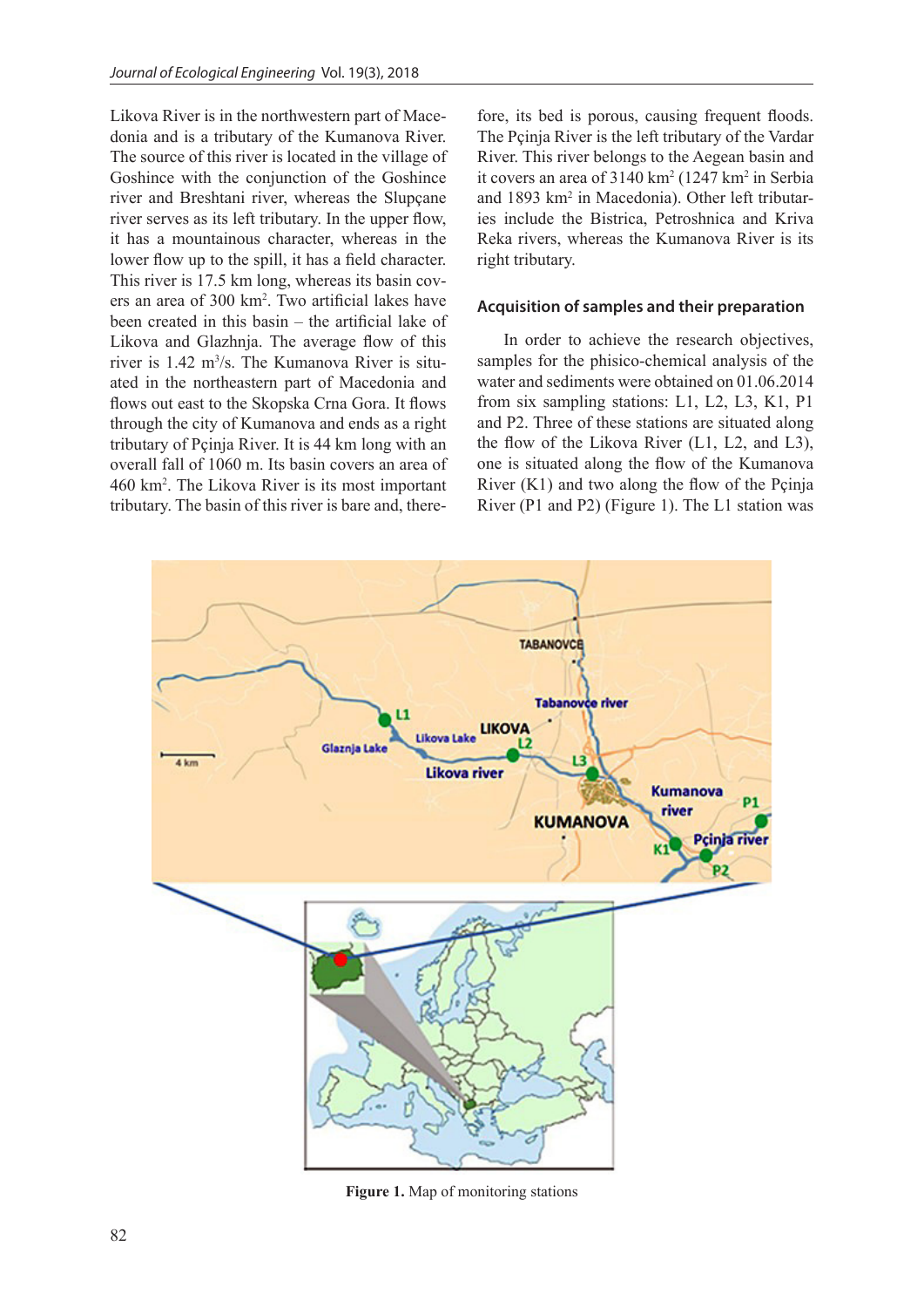Likova River is in the northwestern part of Macedonia and is a tributary of the Kumanova River. The source of this river is located in the village of Goshince with the conjunction of the Goshince river and Breshtani river, whereas the Slupçane river serves as its left tributary. In the upper flow, it has a mountainous character, whereas in the lower flow up to the spill, it has a field character. This river is 17.5 km long, whereas its basin covers an area of 300 km$^2$. Two artificial lakes have been created in this basin – the artificial lake of Likova and Glazhnja. The average flow of this river is 1.42 m$^3$/s. The Kumanova River is situated in the northeastern part of Macedonia and flows out east to the Skopska Crna Gora. It flows through the city of Kumanova and ends as a right tributary of Pçinja River. It is 44 km long with an overall fall of 1060 m. Its basin covers an area of 460 km$^2$. The Likova River is its most important tributary. The basin of this river is bare and, therefore, its bed is porous, causing frequent floods. The Pçinja River is the left tributary of the Vardar River. This river belongs to the Aegean basin and it covers an area of 3140 km$^2$ (1247 km$^2$ in Serbia and 1893 km$^2$ in Macedonia). Other left tributaries include the Bistrica, Petroshnica and Kriva Reka rivers, whereas the Kumanova River is its right tributary.

## Acquisition of samples and their preparation

In order to achieve the research objectives, samples for the phisico-chemical analysis of the water and sediments were obtained on 01.06.2014 from six sampling stations: L1, L2, L3, K1, P1 and P2. Three of these stations are situated along the flow of the Likova River (L1, L2, and L3), one is situated along the flow of the Kumanova River (K1) and two along the flow of the Pçinja River (P1 and P2) (Figure 1). The L1 station was

**Figure 1.** Map of monitoring stations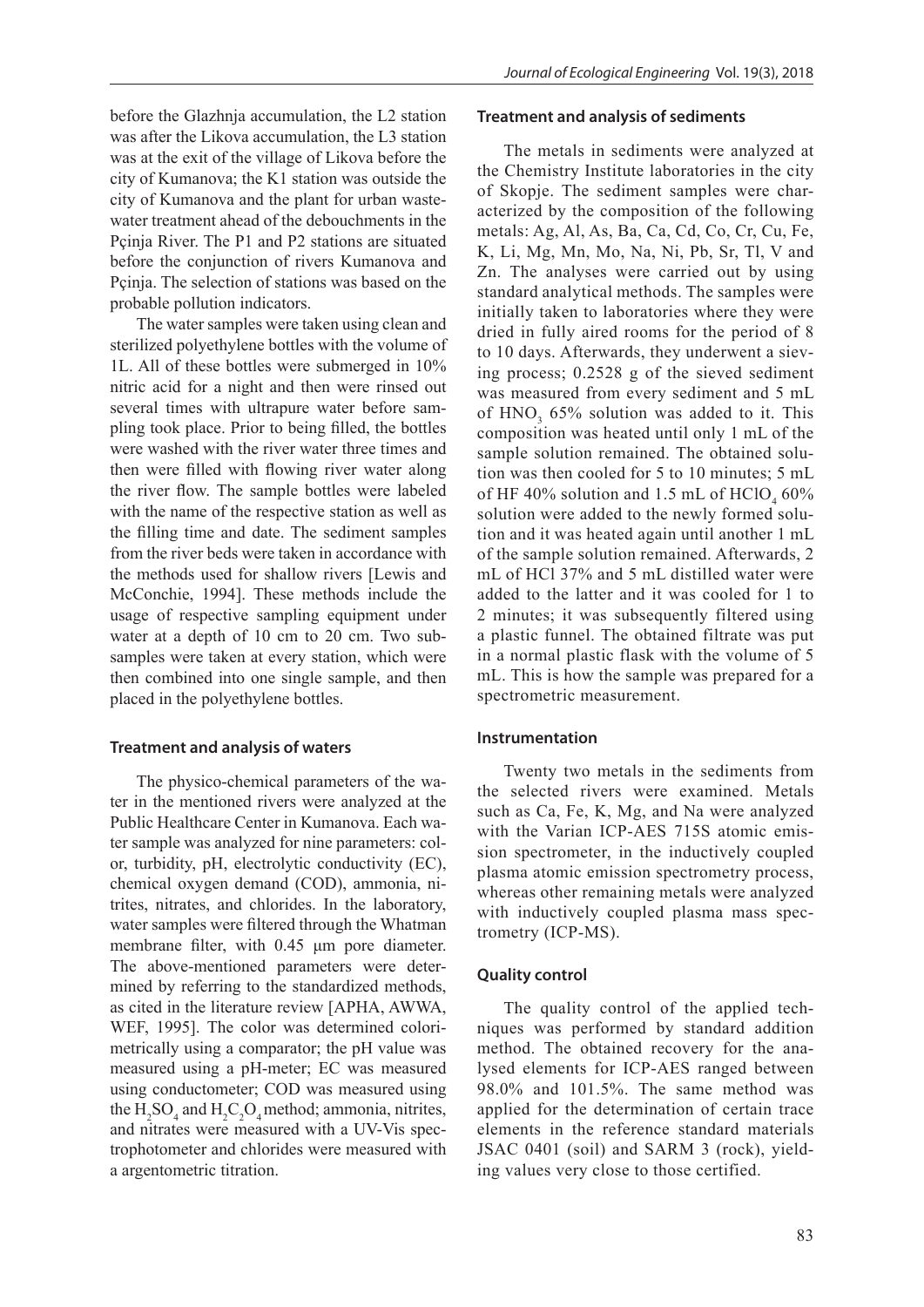before the Glazhnja accumulation, the L2 station was after the Likova accumulation, the L3 station was at the exit of the village of Likova before the city of Kumanova; the K1 station was outside the city of Kumanova and the plant for urban wastewater treatment ahead of the debouchments in the Pçinja River. The P1 and P2 stations are situated before the conjunction of rivers Kumanova and Pçinja. The selection of stations was based on the probable pollution indicators.

The water samples were taken using clean and sterilized polyethylene bottles with the volume of 1L. All of these bottles were submerged in 10% nitric acid for a night and then were rinsed out several times with ultrapure water before sampling took place. Prior to being filled, the bottles were washed with the river water three times and then were filled with flowing river water along the river flow. The sample bottles were labeled with the name of the respective station as well as the filling time and date. The sediment samples from the river beds were taken in accordance with the methods used for shallow rivers [Lewis and McConchie, 1994]. These methods include the usage of respective sampling equipment under water at a depth of 10 cm to 20 cm. Two subsamples were taken at every station, which were then combined into one single sample, and then placed in the polyethylene bottles.

### Treatment and analysis of waters

The physico-chemical parameters of the water in the mentioned rivers were analyzed at the Public Healthcare Center in Kumanova. Each water sample was analyzed for nine parameters: color, turbidity, pH, electrolytic conductivity (EC), chemical oxygen demand (COD), ammonia, nitrites, nitrates, and chlorides. In the laboratory, water samples were filtered through the Whatman membrane filter, with 0.45 µm pore diameter. The above-mentioned parameters were determined by referring to the standardized methods, as cited in the literature review [APHA, AWWA, WEF, 1995]. The color was determined colorimetrically using a comparator; the pH value was measured using a pH-meter; EC was measured using conductometer; COD was measured using the $H_2SO_4$ and $H_2C_2O_4$ method; ammonia, nitrites, and nitrates were measured with a UV-Vis spectrophotometer and chlorides were measured with a argentometric titration.

### Treatment and analysis of sediments

The metals in sediments were analyzed at the Chemistry Institute laboratories in the city of Skopje. The sediment samples were characterized by the composition of the following metals: Ag, Al, As, Ba, Ca, Cd, Co, Cr, Cu, Fe, K, Li, Mg, Mn, Mo, Na, Ni, Pb, Sr, Tl, V and Zn. The analyses were carried out by using standard analytical methods. The samples were initially taken to laboratories where they were dried in fully aired rooms for the period of 8 to 10 days. Afterwards, they underwent a sieving process; 0.2528 g of the sieved sediment was measured from every sediment and 5 mL of $HNO_3$ 65% solution was added to it. This composition was heated until only 1 mL of the sample solution remained. The obtained solution was then cooled for 5 to 10 minutes; 5 mL of HF 40% solution and 1.5 mL of $HClO_4$ 60% solution were added to the newly formed solution and it was heated again until another 1 mL of the sample solution remained. Afterwards, 2 mL of HCl 37% and 5 mL distilled water were added to the latter and it was cooled for 1 to 2 minutes; it was subsequently filtered using a plastic funnel. The obtained filtrate was put in a normal plastic flask with the volume of 5 mL. This is how the sample was prepared for a spectrometric measurement.

### Instrumentation

Twenty two metals in the sediments from the selected rivers were examined. Metals such as Ca, Fe, K, Mg, and Na were analyzed with the Varian ICP-AES 715S atomic emission spectrometer, in the inductively coupled plasma atomic emission spectrometry process, whereas other remaining metals were analyzed with inductively coupled plasma mass spectrometry (ICP-MS).

### Quality control

The quality control of the applied techniques was performed by standard addition method. The obtained recovery for the analysed elements for ICP-AES ranged between 98.0% and 101.5%. The same method was applied for the determination of certain trace elements in the reference standard materials JSAC 0401 (soil) and SARM 3 (rock), yielding values very close to those certified.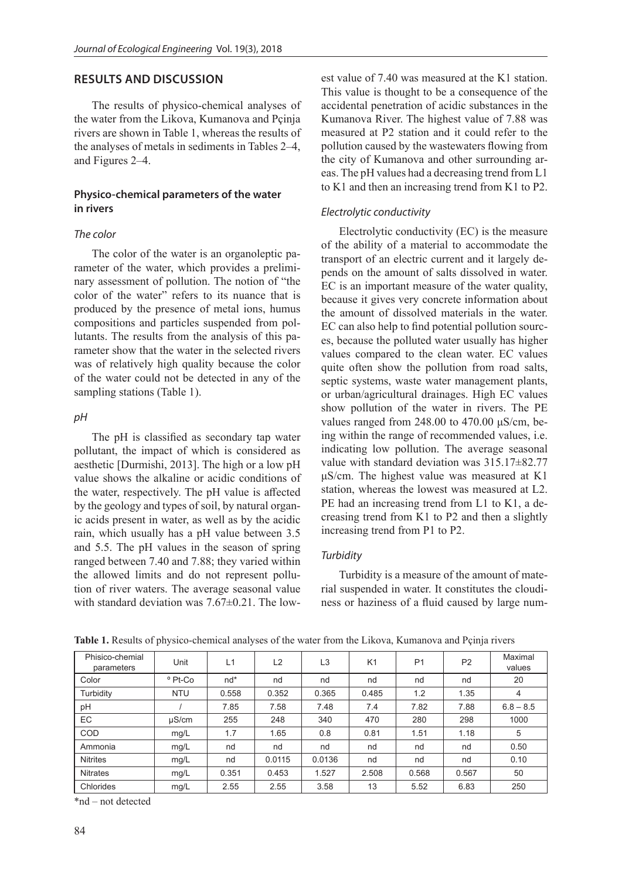## RESULTS AND DISCUSSION

The results of physico-chemical analyses of the water from the Likova, Kumanova and Pçinja rivers are shown in Table 1, whereas the results of the analyses of metals in sediments in Tables 2–4, and Figures 2–4.

### Physico-chemical parameters of the water in rivers

#### *The color*

The color of the water is an organoleptic parameter of the water, which provides a preliminary assessment of pollution. The notion of "the color of the water" refers to its nuance that is produced by the presence of metal ions, humus compositions and particles suspended from pollutants. The results from the analysis of this parameter show that the water in the selected rivers was of relatively high quality because the color of the water could not be detected in any of the sampling stations (Table 1).

#### *pH*

The pH is classified as secondary tap water pollutant, the impact of which is considered as aesthetic [Durmishi, 2013]. The high or a low pH value shows the alkaline or acidic conditions of the water, respectively. The pH value is affected by the geology and types of soil, by natural organic acids present in water, as well as by the acidic rain, which usually has a pH value between 3.5 and 5.5. The pH values in the season of spring ranged between 7.40 and 7.88; they varied within the allowed limits and do not represent pollution of river waters. The average seasonal value with standard deviation was 7.67±0.21. The lowest value of 7.40 was measured at the K1 station. This value is thought to be a consequence of the accidental penetration of acidic substances in the Kumanova River. The highest value of 7.88 was measured at P2 station and it could refer to the pollution caused by the wastewaters flowing from the city of Kumanova and other surrounding areas. The pH values had a decreasing trend from L1 to K1 and then an increasing trend from K1 to P2.

#### *Electrolytic conductivity*

Electrolytic conductivity (EC) is the measure of the ability of a material to accommodate the transport of an electric current and it largely depends on the amount of salts dissolved in water. EC is an important measure of the water quality, because it gives very concrete information about the amount of dissolved materials in the water. EC can also help to find potential pollution sources, because the polluted water usually has higher values compared to the clean water. EC values quite often show the pollution from road salts, septic systems, waste water management plants, or urban/agricultural drainages. High EC values show pollution of the water in rivers. The PE values ranged from 248.00 to 470.00 μS/cm, being within the range of recommended values, i.e. indicating low pollution. The average seasonal value with standard deviation was 315.17±82.77 μS/cm. The highest value was measured at K1 station, whereas the lowest was measured at L2. PE had an increasing trend from L1 to K1, a decreasing trend from K1 to P2 and then a slightly increasing trend from P1 to P2.

#### *Turbidity*

Turbidity is a measure of the amount of material suspended in water. It constitutes the cloudiness or haziness of a fluid caused by large num-

**Table 1.** Results of physico-chemical analyses of the water from the Likova, Kumanova and Pçinja rivers

| Phisico-chemial parameters | Unit | L1 | L2 | L3 | K1 | P1 | P2 | Maximal values |
|---|---|---|---|---|---|---|---|---|
| Color | ° Pt-Co | nd* | nd | nd | nd | nd | nd | 20 |
| Turbidity | NTU | 0.558 | 0.352 | 0.365 | 0.485 | 1.2 | 1.35 | 4 |
| pH | / | 7.85 | 7.58 | 7.48 | 7.4 | 7.82 | 7.88 | 6.8 – 8.5 |
| EC | µS/cm | 255 | 248 | 340 | 470 | 280 | 298 | 1000 |
| COD | mg/L | 1.7 | 1.65 | 0.8 | 0.81 | 1.51 | 1.18 | 5 |
| Ammonia | mg/L | nd | nd | nd | nd | nd | nd | 0.50 |
| Nitrites | mg/L | nd | 0.0115 | 0.0136 | nd | nd | nd | 0.10 |
| Nitrates | mg/L | 0.351 | 0.453 | 1.527 | 2.508 | 0.568 | 0.567 | 50 |
| Chlorides | mg/L | 2.55 | 2.55 | 3.58 | 13 | 5.52 | 6.83 | 250 |

*nd – not detected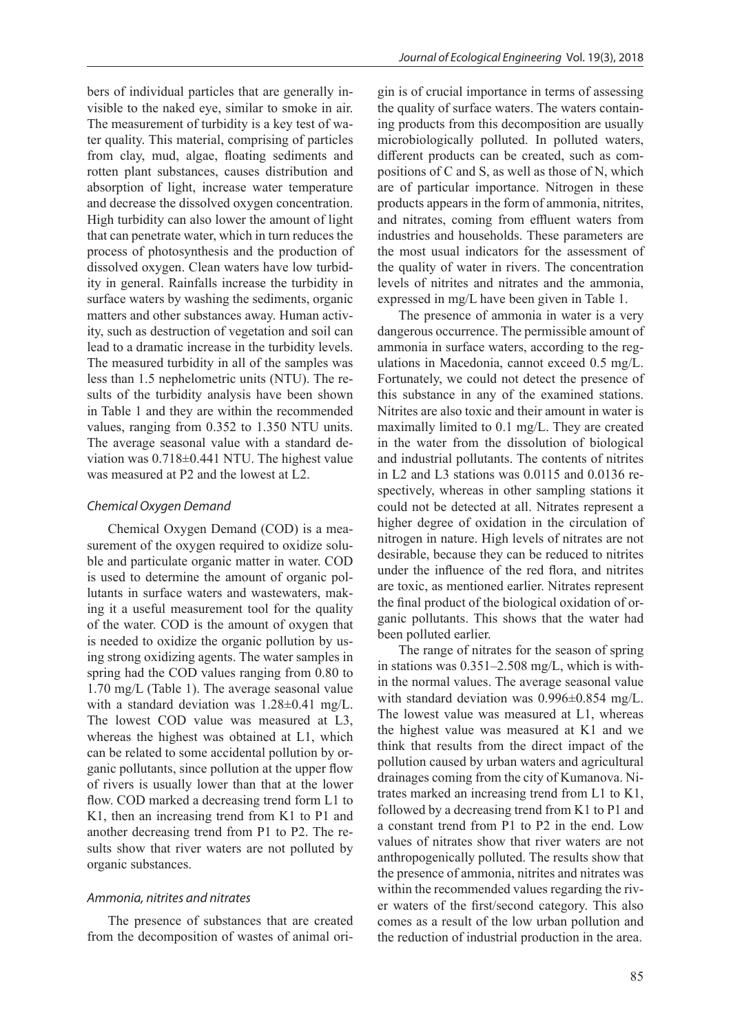bers of individual particles that are generally invisible to the naked eye, similar to smoke in air. The measurement of turbidity is a key test of water quality. This material, comprising of particles from clay, mud, algae, floating sediments and rotten plant substances, causes distribution and absorption of light, increase water temperature and decrease the dissolved oxygen concentration. High turbidity can also lower the amount of light that can penetrate water, which in turn reduces the process of photosynthesis and the production of dissolved oxygen. Clean waters have low turbidity in general. Rainfalls increase the turbidity in surface waters by washing the sediments, organic matters and other substances away. Human activity, such as destruction of vegetation and soil can lead to a dramatic increase in the turbidity levels. The measured turbidity in all of the samples was less than 1.5 nephelometric units (NTU). The results of the turbidity analysis have been shown in Table 1 and they are within the recommended values, ranging from 0.352 to 1.350 NTU units. The average seasonal value with a standard deviation was 0.718±0.441 NTU. The highest value was measured at P2 and the lowest at L2.

### *Chemical Oxygen Demand*

Chemical Oxygen Demand (COD) is a measurement of the oxygen required to oxidize soluble and particulate organic matter in water. COD is used to determine the amount of organic pollutants in surface waters and wastewaters, making it a useful measurement tool for the quality of the water. COD is the amount of oxygen that is needed to oxidize the organic pollution by using strong oxidizing agents. The water samples in spring had the COD values ranging from 0.80 to 1.70 mg/L (Table 1). The average seasonal value with a standard deviation was 1.28±0.41 mg/L. The lowest COD value was measured at L3, whereas the highest was obtained at L1, which can be related to some accidental pollution by organic pollutants, since pollution at the upper flow of rivers is usually lower than that at the lower flow. COD marked a decreasing trend form L1 to K1, then an increasing trend from K1 to P1 and another decreasing trend from P1 to P2. The results show that river waters are not polluted by organic substances.

### *Ammonia, nitrites and nitrates*

The presence of substances that are created from the decomposition of wastes of animal origin is of crucial importance in terms of assessing the quality of surface waters. The waters containing products from this decomposition are usually microbiologically polluted. In polluted waters, different products can be created, such as compositions of C and S, as well as those of N, which are of particular importance. Nitrogen in these products appears in the form of ammonia, nitrites, and nitrates, coming from effluent waters from industries and households. These parameters are the most usual indicators for the assessment of the quality of water in rivers. The concentration levels of nitrites and nitrates and the ammonia, expressed in mg/L have been given in Table 1.

The presence of ammonia in water is a very dangerous occurrence. The permissible amount of ammonia in surface waters, according to the regulations in Macedonia, cannot exceed 0.5 mg/L. Fortunately, we could not detect the presence of this substance in any of the examined stations. Nitrites are also toxic and their amount in water is maximally limited to 0.1 mg/L. They are created in the water from the dissolution of biological and industrial pollutants. The contents of nitrites in L2 and L3 stations was 0.0115 and 0.0136 respectively, whereas in other sampling stations it could not be detected at all. Nitrates represent a higher degree of oxidation in the circulation of nitrogen in nature. High levels of nitrates are not desirable, because they can be reduced to nitrites under the influence of the red flora, and nitrites are toxic, as mentioned earlier. Nitrates represent the final product of the biological oxidation of organic pollutants. This shows that the water had been polluted earlier.

The range of nitrates for the season of spring in stations was 0.351–2.508 mg/L, which is within the normal values. The average seasonal value with standard deviation was 0.996±0.854 mg/L. The lowest value was measured at L1, whereas the highest value was measured at K1 and we think that results from the direct impact of the pollution caused by urban waters and agricultural drainages coming from the city of Kumanova. Nitrates marked an increasing trend from L1 to K1, followed by a decreasing trend from K1 to P1 and a constant trend from P1 to P2 in the end. Low values of nitrates show that river waters are not anthropogenically polluted. The results show that the presence of ammonia, nitrites and nitrates was within the recommended values regarding the river waters of the first/second category. This also comes as a result of the low urban pollution and the reduction of industrial production in the area.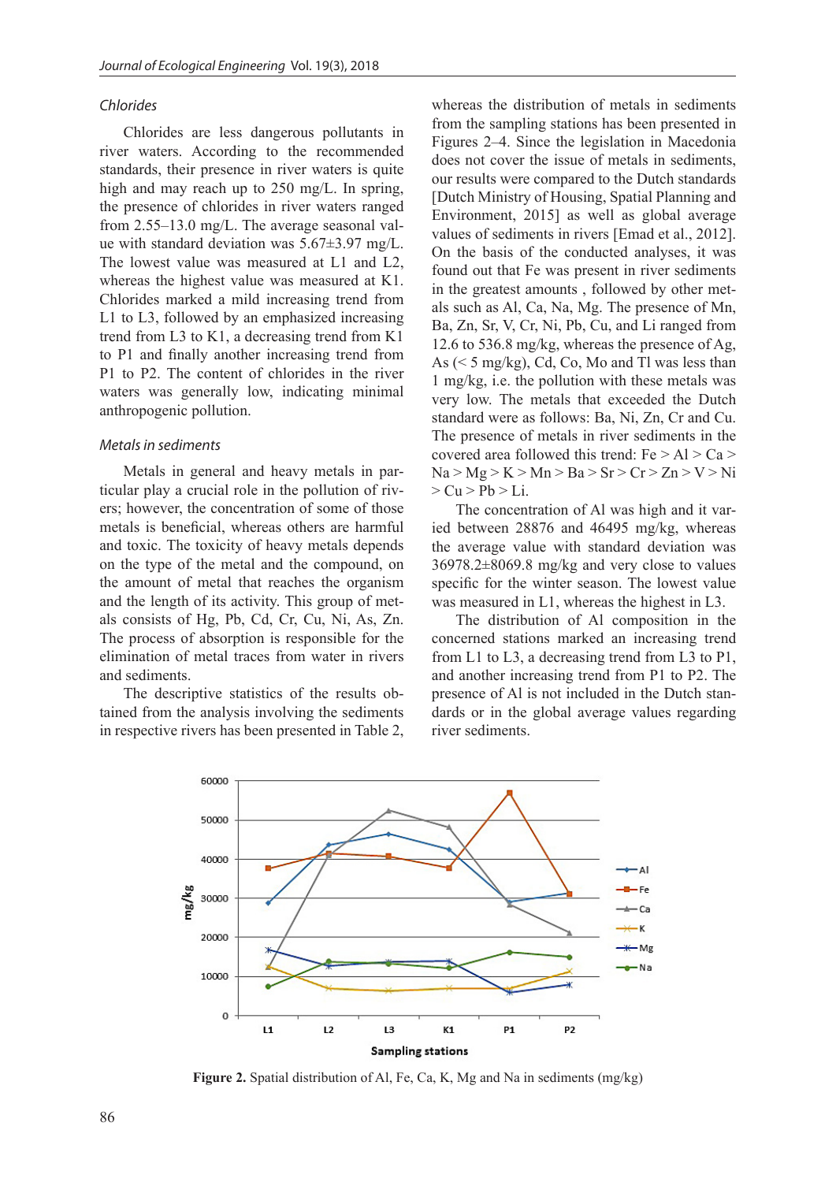### Chlorides

Chlorides are less dangerous pollutants in river waters. According to the recommended standards, their presence in river waters is quite high and may reach up to 250 mg/L. In spring, the presence of chlorides in river waters ranged from 2.55–13.0 mg/L. The average seasonal value with standard deviation was 5.67±3.97 mg/L. The lowest value was measured at L1 and L2, whereas the highest value was measured at K1. Chlorides marked a mild increasing trend from L1 to L3, followed by an emphasized increasing trend from L3 to K1, a decreasing trend from K1 to P1 and finally another increasing trend from P1 to P2. The content of chlorides in the river waters was generally low, indicating minimal anthropogenic pollution.

### Metals in sediments

Metals in general and heavy metals in particular play a crucial role in the pollution of rivers; however, the concentration of some of those metals is beneficial, whereas others are harmful and toxic. The toxicity of heavy metals depends on the type of the metal and the compound, on the amount of metal that reaches the organism and the length of its activity. This group of metals consists of Hg, Pb, Cd, Cr, Cu, Ni, As, Zn. The process of absorption is responsible for the elimination of metal traces from water in rivers and sediments.

The descriptive statistics of the results obtained from the analysis involving the sediments in respective rivers has been presented in Table 2, whereas the distribution of metals in sediments from the sampling stations has been presented in Figures 2–4. Since the legislation in Macedonia does not cover the issue of metals in sediments, our results were compared to the Dutch standards [Dutch Ministry of Housing, Spatial Planning and Environment, 2015] as well as global average values of sediments in rivers [Emad et al., 2012]. On the basis of the conducted analyses, it was found out that Fe was present in river sediments in the greatest amounts , followed by other metals such as Al, Ca, Na, Mg. The presence of Mn, Ba, Zn, Sr, V, Cr, Ni, Pb, Cu, and Li ranged from 12.6 to 536.8 mg/kg, whereas the presence of Ag, As (< 5 mg/kg), Cd, Co, Mo and Tl was less than 1 mg/kg, i.e. the pollution with these metals was very low. The metals that exceeded the Dutch standard were as follows: Ba, Ni, Zn, Cr and Cu. The presence of metals in river sediments in the covered area followed this trend: Fe > Al > Ca > Na > Mg > K > Mn > Ba > Sr > Cr > Zn > V > Ni > Cu > Pb > Li.

The concentration of Al was high and it varied between 28876 and 46495 mg/kg, whereas the average value with standard deviation was 36978.2±8069.8 mg/kg and very close to values specific for the winter season. The lowest value was measured in L1, whereas the highest in L3.

The distribution of Al composition in the concerned stations marked an increasing trend from L1 to L3, a decreasing trend from L3 to P1, and another increasing trend from P1 to P2. The presence of Al is not included in the Dutch standards or in the global average values regarding river sediments.

**Figure 2.** Spatial distribution of Al, Fe, Ca, K, Mg and Na in sediments (mg/kg)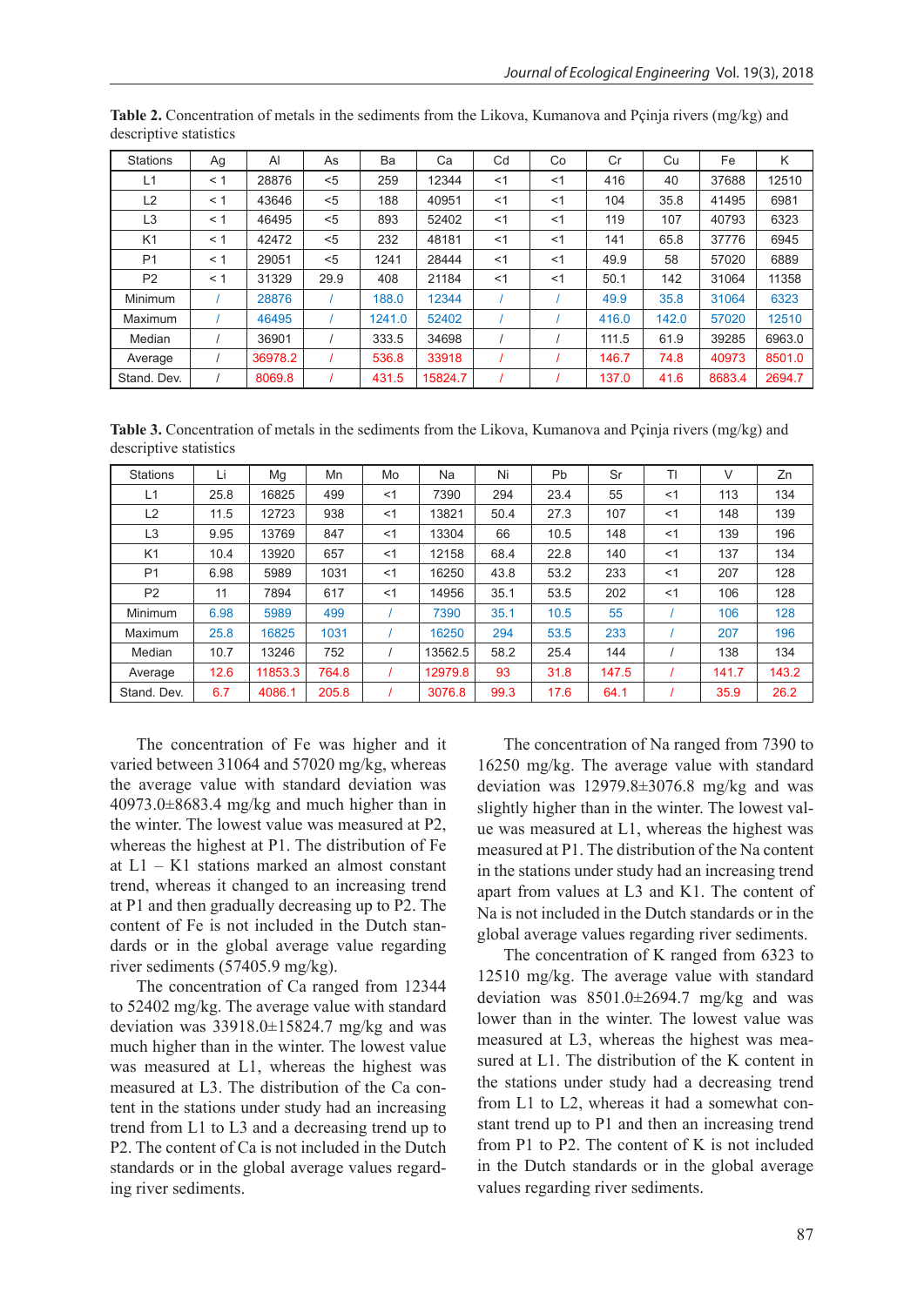**Table 2.** Concentration of metals in the sediments from the Likova, Kumanova and Pçinja rivers (mg/kg) and descriptive statistics

| Stations | Ag | Al | As | Ba | Ca | Cd | Co | Cr | Cu | Fe | K |
|---|---|---|---|---|---|---|---|---|---|---|---|
| L1 | < 1 | 28876 | <5 | 259 | 12344 | <1 | <1 | 416 | 40 | 37688 | 12510 |
| L2 | < 1 | 43646 | <5 | 188 | 40951 | <1 | <1 | 104 | 35.8 | 41495 | 6981 |
| L3 | < 1 | 46495 | <5 | 893 | 52402 | <1 | <1 | 119 | 107 | 40793 | 6323 |
| K1 | < 1 | 42472 | <5 | 232 | 48181 | <1 | <1 | 141 | 65.8 | 37776 | 6945 |
| P1 | < 1 | 29051 | <5 | 1241 | 28444 | <1 | <1 | 49.9 | 58 | 57020 | 6889 |
| P2 | < 1 | 31329 | 29.9 | 408 | 21184 | <1 | <1 | 50.1 | 142 | 31064 | 11358 |
| Minimum | / | 28876 | / | 188.0 | 12344 | / | / | 49.9 | 35.8 | 31064 | 6323 |
| Maximum | / | 46495 | / | 1241.0 | 52402 | / | / | 416.0 | 142.0 | 57020 | 12510 |
| Median | / | 36901 | / | 333.5 | 34698 | / | / | 111.5 | 61.9 | 39285 | 6963.0 |
| Average | / | 36978.2 | / | 536.8 | 33918 | / | / | 146.7 | 74.8 | 40973 | 8501.0 |
| Stand. Dev. | / | 8069.8 | / | 431.5 | 15824.7 | / | / | 137.0 | 41.6 | 8683.4 | 2694.7 |

**Table 3.** Concentration of metals in the sediments from the Likova, Kumanova and Pçinja rivers (mg/kg) and descriptive statistics

| Stations | Li | Mg | Mn | Mo | Na | Ni | Pb | Sr | Tl | V | Zn |
|---|---|---|---|---|---|---|---|---|---|---|---|
| L1 | 25.8 | 16825 | 499 | <1 | 7390 | 294 | 23.4 | 55 | <1 | 113 | 134 |
| L2 | 11.5 | 12723 | 938 | <1 | 13821 | 50.4 | 27.3 | 107 | <1 | 148 | 139 |
| L3 | 9.95 | 13769 | 847 | <1 | 13304 | 66 | 10.5 | 148 | <1 | 139 | 196 |
| K1 | 10.4 | 13920 | 657 | <1 | 12158 | 68.4 | 22.8 | 140 | <1 | 137 | 134 |
| P1 | 6.98 | 5989 | 1031 | <1 | 16250 | 43.8 | 53.2 | 233 | <1 | 207 | 128 |
| P2 | 11 | 7894 | 617 | <1 | 14956 | 35.1 | 53.5 | 202 | <1 | 106 | 128 |
| Minimum | 6.98 | 5989 | 499 | / | 7390 | 35.1 | 10.5 | 55 | / | 106 | 128 |
| Maximum | 25.8 | 16825 | 1031 | / | 16250 | 294 | 53.5 | 233 | / | 207 | 196 |
| Median | 10.7 | 13246 | 752 | / | 13562.5 | 58.2 | 25.4 | 144 | / | 138 | 134 |
| Average | 12.6 | 11853.3 | 764.8 | / | 12979.8 | 93 | 31.8 | 147.5 | / | 141.7 | 143.2 |
| Stand. Dev. | 6.7 | 4086.1 | 205.8 | / | 3076.8 | 99.3 | 17.6 | 64.1 | / | 35.9 | 26.2 |

The concentration of Fe was higher and it varied between 31064 and 57020 mg/kg, whereas the average value with standard deviation was 40973.0±8683.4 mg/kg and much higher than in the winter. The lowest value was measured at P2, whereas the highest at P1. The distribution of Fe at L1 – K1 stations marked an almost constant trend, whereas it changed to an increasing trend at P1 and then gradually decreasing up to P2. The content of Fe is not included in the Dutch standards or in the global average value regarding river sediments (57405.9 mg/kg).

The concentration of Ca ranged from 12344 to 52402 mg/kg. The average value with standard deviation was 33918.0±15824.7 mg/kg and was much higher than in the winter. The lowest value was measured at L1, whereas the highest was measured at L3. The distribution of the Ca content in the stations under study had an increasing trend from L1 to L3 and a decreasing trend up to P2. The content of Ca is not included in the Dutch standards or in the global average values regarding river sediments.

The concentration of Na ranged from 7390 to 16250 mg/kg. The average value with standard deviation was 12979.8±3076.8 mg/kg and was slightly higher than in the winter. The lowest value was measured at L1, whereas the highest was measured at P1. The distribution of the Na content in the stations under study had an increasing trend apart from values at L3 and K1. The content of Na is not included in the Dutch standards or in the global average values regarding river sediments.

The concentration of K ranged from 6323 to 12510 mg/kg. The average value with standard deviation was 8501.0±2694.7 mg/kg and was lower than in the winter. The lowest value was measured at L3, whereas the highest was measured at L1. The distribution of the K content in the stations under study had a decreasing trend from L1 to L2, whereas it had a somewhat constant trend up to P1 and then an increasing trend from P1 to P2. The content of K is not included in the Dutch standards or in the global average values regarding river sediments.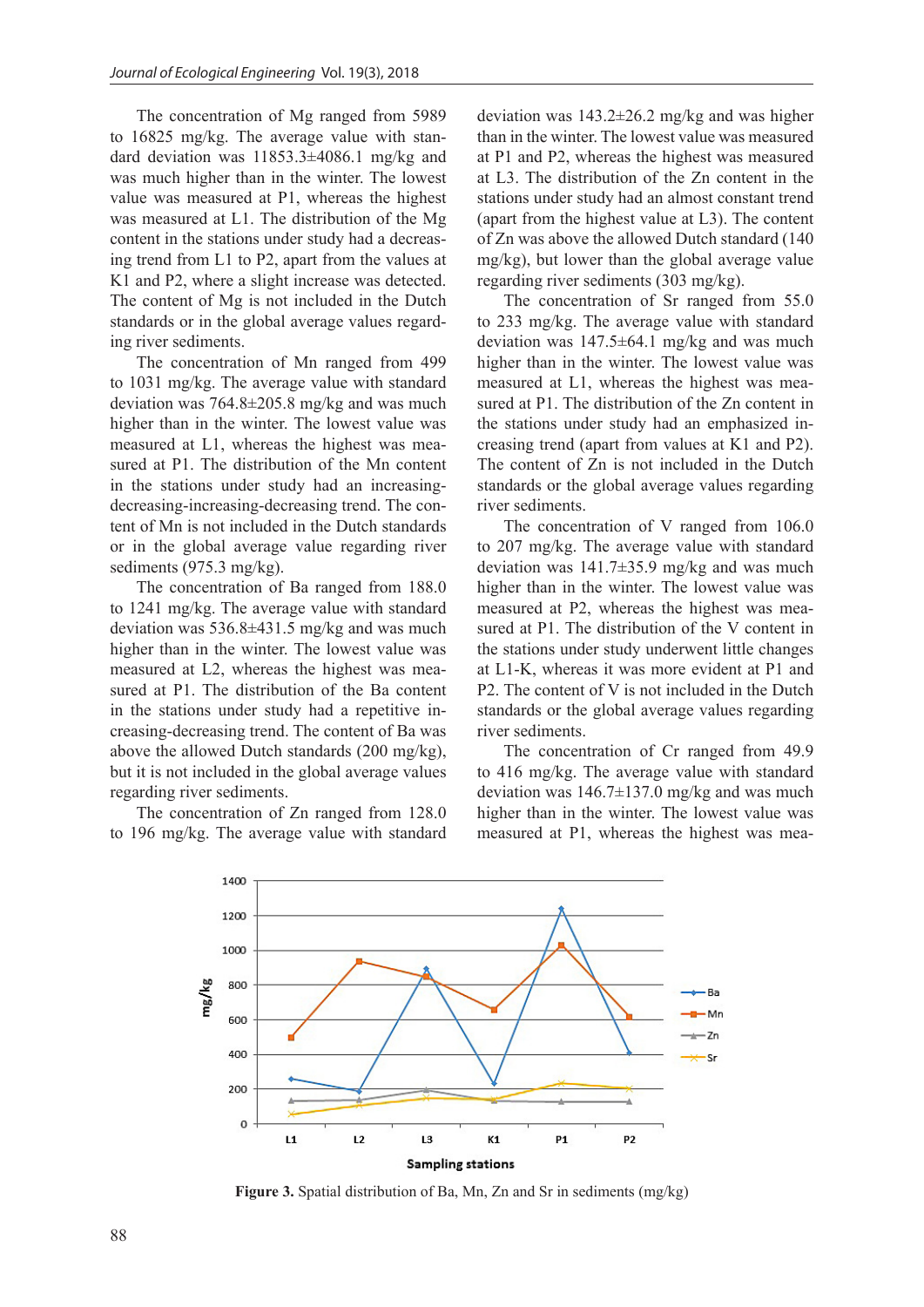The concentration of Mg ranged from 5989 to 16825 mg/kg. The average value with standard deviation was 11853.3±4086.1 mg/kg and was much higher than in the winter. The lowest value was measured at P1, whereas the highest was measured at L1. The distribution of the Mg content in the stations under study had a decreasing trend from L1 to P2, apart from the values at K1 and P2, where a slight increase was detected. The content of Mg is not included in the Dutch standards or in the global average values regarding river sediments.

The concentration of Mn ranged from 499 to 1031 mg/kg. The average value with standard deviation was 764.8±205.8 mg/kg and was much higher than in the winter. The lowest value was measured at L1, whereas the highest was measured at P1. The distribution of the Mn content in the stations under study had an increasing-decreasing-increasing-decreasing trend. The content of Mn is not included in the Dutch standards or in the global average value regarding river sediments (975.3 mg/kg).

The concentration of Ba ranged from 188.0 to 1241 mg/kg. The average value with standard deviation was 536.8±431.5 mg/kg and was much higher than in the winter. The lowest value was measured at L2, whereas the highest was measured at P1. The distribution of the Ba content in the stations under study had a repetitive increasing-decreasing trend. The content of Ba was above the allowed Dutch standards (200 mg/kg), but it is not included in the global average values regarding river sediments.

The concentration of Zn ranged from 128.0 to 196 mg/kg. The average value with standard deviation was 143.2±26.2 mg/kg and was higher than in the winter. The lowest value was measured at P1 and P2, whereas the highest was measured at L3. The distribution of the Zn content in the stations under study had an almost constant trend (apart from the highest value at L3). The content of Zn was above the allowed Dutch standard (140 mg/kg), but lower than the global average value regarding river sediments (303 mg/kg).

The concentration of Sr ranged from 55.0 to 233 mg/kg. The average value with standard deviation was 147.5±64.1 mg/kg and was much higher than in the winter. The lowest value was measured at L1, whereas the highest was measured at P1. The distribution of the Zn content in the stations under study had an emphasized increasing trend (apart from values at K1 and P2). The content of Zn is not included in the Dutch standards or the global average values regarding river sediments.

The concentration of V ranged from 106.0 to 207 mg/kg. The average value with standard deviation was 141.7±35.9 mg/kg and was much higher than in the winter. The lowest value was measured at P2, whereas the highest was measured at P1. The distribution of the V content in the stations under study underwent little changes at L1-K, whereas it was more evident at P1 and P2. The content of V is not included in the Dutch standards or the global average values regarding river sediments.

The concentration of Cr ranged from 49.9 to 416 mg/kg. The average value with standard deviation was 146.7±137.0 mg/kg and was much higher than in the winter. The lowest value was measured at P1, whereas the highest was mea-

**Figure 3.** Spatial distribution of Ba, Mn, Zn and Sr in sediments (mg/kg)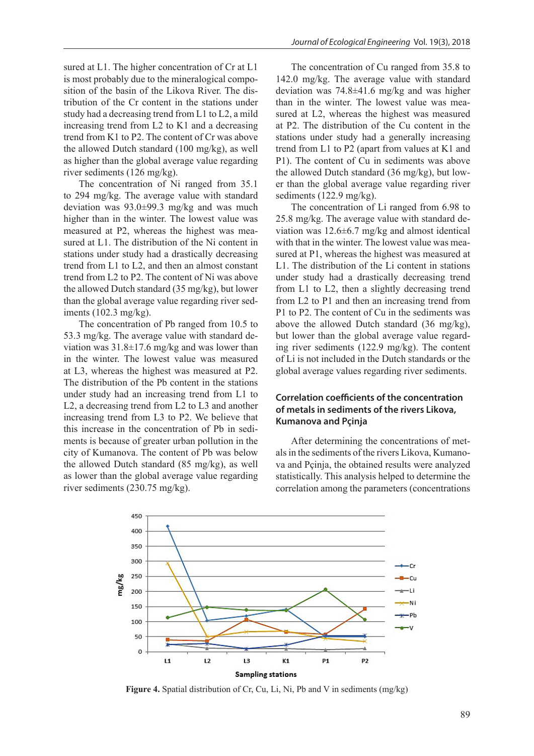sured at L1. The higher concentration of Cr at L1 is most probably due to the mineralogical composition of the basin of the Likova River. The distribution of the Cr content in the stations under study had a decreasing trend from L1 to L2, a mild increasing trend from L2 to K1 and a decreasing trend from K1 to P2. The content of Cr was above the allowed Dutch standard (100 mg/kg), as well as higher than the global average value regarding river sediments (126 mg/kg).

The concentration of Ni ranged from 35.1 to 294 mg/kg. The average value with standard deviation was 93.0±99.3 mg/kg and was much higher than in the winter. The lowest value was measured at P2, whereas the highest was measured at L1. The distribution of the Ni content in stations under study had a drastically decreasing trend from L1 to L2, and then an almost constant trend from L2 to P2. The content of Ni was above the allowed Dutch standard (35 mg/kg), but lower than the global average value regarding river sediments (102.3 mg/kg).

The concentration of Pb ranged from 10.5 to 53.3 mg/kg. The average value with standard deviation was 31.8±17.6 mg/kg and was lower than in the winter. The lowest value was measured at L3, whereas the highest was measured at P2. The distribution of the Pb content in the stations under study had an increasing trend from L1 to L2, a decreasing trend from L2 to L3 and another increasing trend from L3 to P2. We believe that this increase in the concentration of Pb in sediments is because of greater urban pollution in the city of Kumanova. The content of Pb was below the allowed Dutch standard (85 mg/kg), as well as lower than the global average value regarding river sediments (230.75 mg/kg).

The concentration of Cu ranged from 35.8 to 142.0 mg/kg. The average value with standard deviation was 74.8±41.6 mg/kg and was higher than in the winter. The lowest value was measured at L2, whereas the highest was measured at P2. The distribution of the Cu content in the stations under study had a generally increasing trend from L1 to P2 (apart from values at K1 and P1). The content of Cu in sediments was above the allowed Dutch standard (36 mg/kg), but lower than the global average value regarding river sediments (122.9 mg/kg).

The concentration of Li ranged from 6.98 to 25.8 mg/kg. The average value with standard deviation was 12.6±6.7 mg/kg and almost identical with that in the winter. The lowest value was measured at P1, whereas the highest was measured at L1. The distribution of the Li content in stations under study had a drastically decreasing trend from L1 to L2, then a slightly decreasing trend from L2 to P1 and then an increasing trend from P1 to P2. The content of Cu in the sediments was above the allowed Dutch standard (36 mg/kg), but lower than the global average value regarding river sediments (122.9 mg/kg). The content of Li is not included in the Dutch standards or the global average values regarding river sediments.

## Correlation coefficients of the concentration of metals in sediments of the rivers Likova, Kumanova and Pçinja

After determining the concentrations of metals in the sediments of the rivers Likova, Kumanova and Pçinja, the obtained results were analyzed statistically. This analysis helped to determine the correlation among the parameters (concentrations

**Figure 4.** Spatial distribution of Cr, Cu, Li, Ni, Pb and V in sediments (mg/kg)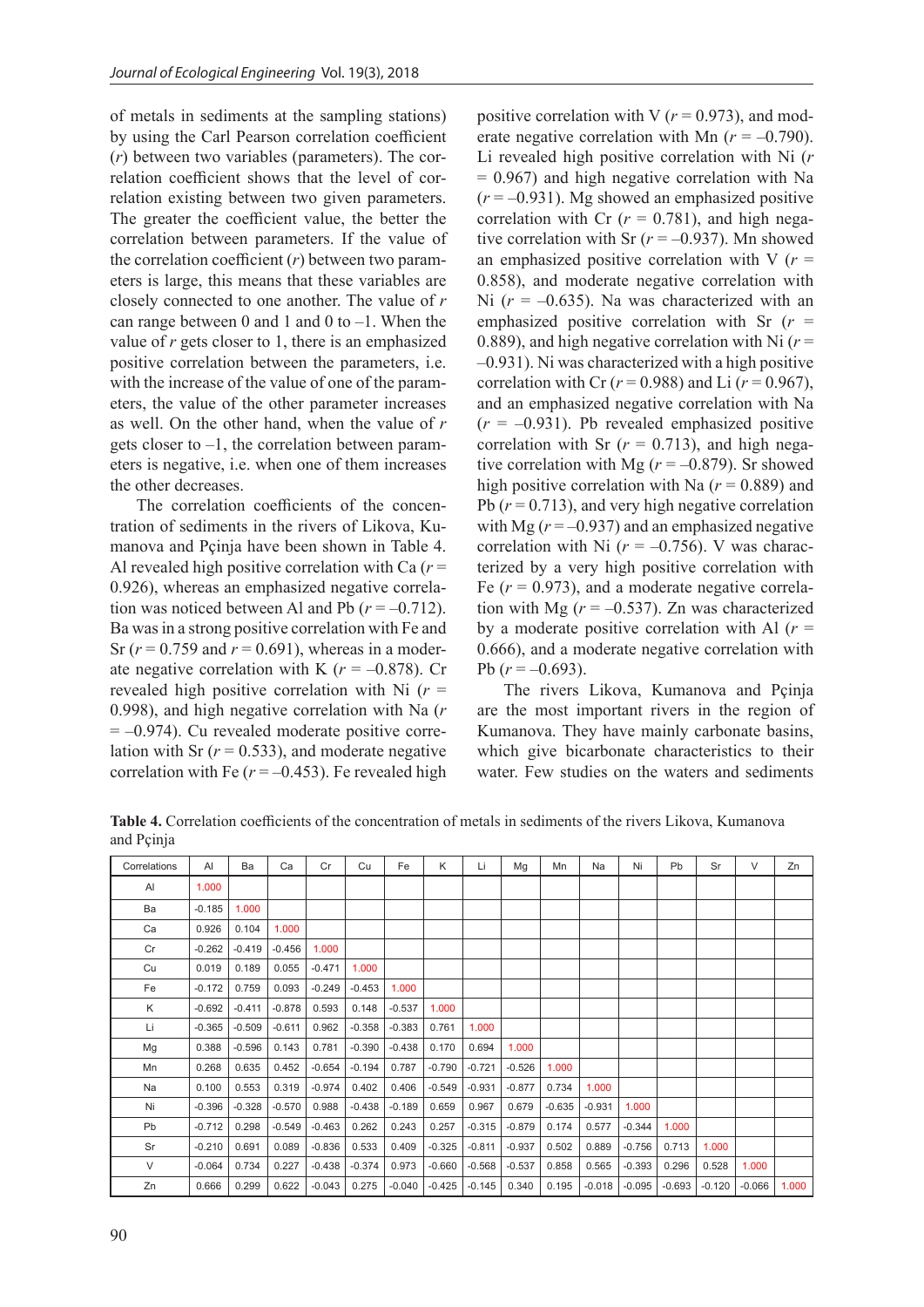of metals in sediments at the sampling stations) by using the Carl Pearson correlation coefficient ($r$) between two variables (parameters). The correlation coefficient shows that the level of correlation existing between two given parameters. The greater the coefficient value, the better the correlation between parameters. If the value of the correlation coefficient ($r$) between two parameters is large, this means that these variables are closely connected to one another. The value of $r$ can range between 0 and 1 and 0 to –1. When the value of $r$ gets closer to 1, there is an emphasized positive correlation between the parameters, i.e. with the increase of the value of one of the parameters, the value of the other parameter increases as well. On the other hand, when the value of $r$ gets closer to –1, the correlation between parameters is negative, i.e. when one of them increases the other decreases.

The correlation coefficients of the concentration of sediments in the rivers of Likova, Kumanova and Pçinja have been shown in Table 4. Al revealed high positive correlation with Ca ($r$ = 0.926), whereas an emphasized negative correlation was noticed between Al and Pb ($r$ = –0.712). Ba was in a strong positive correlation with Fe and Sr ($r$ = 0.759 and $r$ = 0.691), whereas in a moderate negative correlation with K ($r$ = –0.878). Cr revealed high positive correlation with Ni ($r$ = 0.998), and high negative correlation with Na ($r$ = –0.974). Cu revealed moderate positive correlation with Sr ($r$ = 0.533), and moderate negative correlation with Fe ($r$ = –0.453). Fe revealed high positive correlation with V ($r$ = 0.973), and moderate negative correlation with Mn ($r$ = –0.790). Li revealed high positive correlation with Ni ($r$ = 0.967) and high negative correlation with Na ($r$ = –0.931). Mg showed an emphasized positive correlation with Cr ($r$ = 0.781), and high negative correlation with Sr ($r$ = –0.937). Mn showed an emphasized positive correlation with V ($r$ = 0.858), and moderate negative correlation with Ni ($r$ = –0.635). Na was characterized with an emphasized positive correlation with Sr ($r$ = 0.889), and high negative correlation with Ni ($r$ = –0.931). Ni was characterized with a high positive correlation with Cr ($r$ = 0.988) and Li ($r$ = 0.967), and an emphasized negative correlation with Na ($r$ = –0.931). Pb revealed emphasized positive correlation with Sr ($r$ = 0.713), and high negative correlation with Mg ($r$ = –0.879). Sr showed high positive correlation with Na ($r$ = 0.889) and Pb ($r$ = 0.713), and very high negative correlation with Mg ($r$ = –0.937) and an emphasized negative correlation with Ni ($r$ = –0.756). V was characterized by a very high positive correlation with Fe ($r$ = 0.973), and a moderate negative correlation with Mg ($r$ = –0.537). Zn was characterized by a moderate positive correlation with Al ($r$ = 0.666), and a moderate negative correlation with Pb ($r$ = –0.693).

The rivers Likova, Kumanova and Pçinja are the most important rivers in the region of Kumanova. They have mainly carbonate basins, which give bicarbonate characteristics to their water. Few studies on the waters and sediments

**Table 4.** Correlation coefficients of the concentration of metals in sediments of the rivers Likova, Kumanova and Pçinja

| Correlations | Al | Ba | Ca | Cr | Cu | Fe | K | Li | Mg | Mn | Na | Ni | Pb | Sr | V | Zn |
|---|---|---|---|---|---|---|---|---|---|---|---|---|---|---|---|---|
| Al | 1.000 | | | | | | | | | | | | | | | |
| Ba | -0.185 | 1.000 | | | | | | | | | | | | | | |
| Ca | 0.926 | 0.104 | 1.000 | | | | | | | | | | | | | |
| Cr | -0.262 | -0.419 | -0.456 | 1.000 | | | | | | | | | | | | |
| Cu | 0.019 | 0.189 | 0.055 | -0.471 | 1.000 | | | | | | | | | | | |
| Fe | -0.172 | 0.759 | 0.093 | -0.249 | -0.453 | 1.000 | | | | | | | | | | |
| K | -0.692 | -0.411 | -0.878 | 0.593 | 0.148 | -0.537 | 1.000 | | | | | | | | | |
| Li | -0.365 | -0.509 | -0.611 | 0.962 | -0.358 | -0.383 | 0.761 | 1.000 | | | | | | | | |
| Mg | 0.388 | -0.596 | 0.143 | 0.781 | -0.390 | -0.438 | 0.170 | 0.694 | 1.000 | | | | | | | |
| Mn | 0.268 | 0.635 | 0.452 | -0.654 | -0.194 | 0.787 | -0.790 | -0.721 | -0.526 | 1.000 | | | | | | |
| Na | 0.100 | 0.553 | 0.319 | -0.974 | 0.402 | 0.406 | -0.549 | -0.931 | -0.877 | 0.734 | 1.000 | | | | | |
| Ni | -0.396 | -0.328 | -0.570 | 0.988 | -0.438 | -0.189 | 0.659 | 0.967 | 0.679 | -0.635 | -0.931 | 1.000 | | | | |
| Pb | -0.712 | 0.298 | -0.549 | -0.463 | 0.262 | 0.243 | 0.257 | -0.315 | -0.879 | 0.174 | 0.577 | -0.344 | 1.000 | | | |
| Sr | -0.210 | 0.691 | 0.089 | -0.836 | 0.533 | 0.409 | -0.325 | -0.811 | -0.937 | 0.502 | 0.889 | -0.756 | 0.713 | 1.000 | | |
| V | -0.064 | 0.734 | 0.227 | -0.438 | -0.374 | 0.973 | -0.660 | -0.568 | -0.537 | 0.858 | 0.565 | -0.393 | 0.296 | 0.528 | 1.000 | |
| Zn | 0.666 | 0.299 | 0.622 | -0.043 | 0.275 | -0.040 | -0.425 | -0.145 | 0.340 | 0.195 | -0.018 | -0.095 | -0.693 | -0.120 | -0.066 | 1.000 |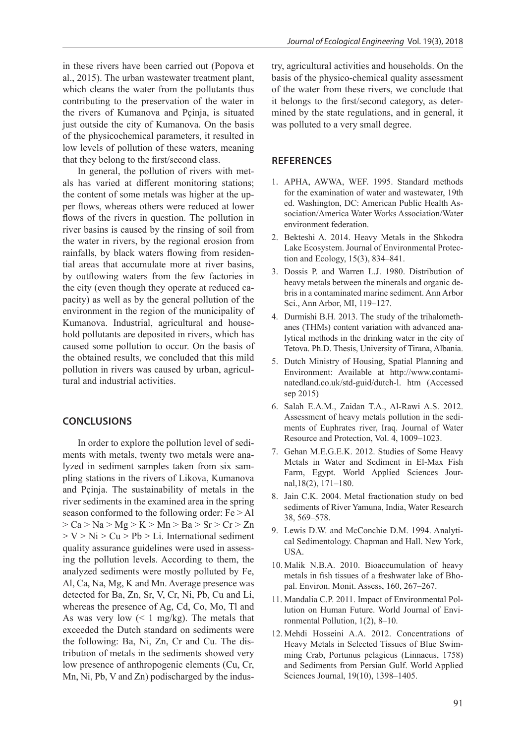in these rivers have been carried out (Popova et al., 2015). The urban wastewater treatment plant, which cleans the water from the pollutants thus contributing to the preservation of the water in the rivers of Kumanova and Pçinja, is situated just outside the city of Kumanova. On the basis of the physicochemical parameters, it resulted in low levels of pollution of these waters, meaning that they belong to the first/second class.

In general, the pollution of rivers with metals has varied at different monitoring stations; the content of some metals was higher at the upper flows, whereas others were reduced at lower flows of the rivers in question. The pollution in river basins is caused by the rinsing of soil from the water in rivers, by the regional erosion from rainfalls, by black waters flowing from residential areas that accumulate more at river basins, by outflowing waters from the few factories in the city (even though they operate at reduced capacity) as well as by the general pollution of the environment in the region of the municipality of Kumanova. Industrial, agricultural and household pollutants are deposited in rivers, which has caused some pollution to occur. On the basis of the obtained results, we concluded that this mild pollution in rivers was caused by urban, agricultural and industrial activities.

## CONCLUSIONS

In order to explore the pollution level of sediments with metals, twenty two metals were analyzed in sediment samples taken from six sampling stations in the rivers of Likova, Kumanova and Pçinja. The sustainability of metals in the river sediments in the examined area in the spring season conformed to the following order: Fe > Al > Ca > Na > Mg > K > Mn > Ba > Sr > Cr > Zn > V > Ni > Cu > Pb > Li. International sediment quality assurance guidelines were used in assessing the pollution levels. According to them, the analyzed sediments were mostly polluted by Fe, Al, Ca, Na, Mg, K and Mn. Average presence was detected for Ba, Zn, Sr, V, Cr, Ni, Pb, Cu and Li, whereas the presence of Ag, Cd, Co, Mo, Tl and As was very low (< 1 mg/kg). The metals that exceeded the Dutch standard on sediments were the following: Ba, Ni, Zn, Cr and Cu. The distribution of metals in the sediments showed very low presence of anthropogenic elements (Cu, Cr, Mn, Ni, Pb, V and Zn) podischarged by the industry, agricultural activities and households. On the basis of the physico-chemical quality assessment of the water from these rivers, we conclude that it belongs to the first/second category, as determined by the state regulations, and in general, it was polluted to a very small degree.

## REFERENCES

1. APHA, AWWA, WEF. 1995. Standard methods for the examination of water and wastewater, 19th ed. Washington, DC: American Public Health Association/America Water Works Association/Water environment federation.
2. Bekteshi A. 2014. Heavy Metals in the Shkodra Lake Ecosystem. Journal of Environmental Protection and Ecology, 15(3), 834–841.
3. Dossis P. and Warren L.J. 1980. Distribution of heavy metals between the minerals and organic debris in a contaminated marine sediment. Ann Arbor Sci., Ann Arbor, MI, 119–127.
4. Durmishi B.H. 2013. The study of the trihalomethanes (THMs) content variation with advanced analytical methods in the drinking water in the city of Tetova. Ph.D. Thesis, University of Tirana, Albania.
5. Dutch Ministry of Housing, Spatial Planning and Environment: Available at http://www.contaminatedland.co.uk/std-guid/dutch-l. htm (Accessed sep 2015)
6. Salah E.A.M., Zaidan T.A., Al-Rawi A.S. 2012. Assessment of heavy metals pollution in the sediments of Euphrates river, Iraq. Journal of Water Resource and Protection, Vol. 4, 1009–1023.
7. Gehan M.E.G.E.K. 2012. Studies of Some Heavy Metals in Water and Sediment in El-Max Fish Farm, Egypt. World Applied Sciences Journal,18(2), 171–180.
8. Jain C.K. 2004. Metal fractionation study on bed sediments of River Yamuna, India, Water Research 38, 569–578.
9. Lewis D.W. and McConchie D.M. 1994. Analytical Sedimentology. Chapman and Hall. New York, USA.
10. Malik N.B.A. 2010. Bioaccumulation of heavy metals in fish tissues of a freshwater lake of Bhopal. Environ. Monit. Assess, 160, 267–267.
11. Mandalia C.P. 2011. Impact of Environmental Pollution on Human Future. World Journal of Environmental Pollution, 1(2), 8–10.
12. Mehdi Hosseini A.A. 2012. Concentrations of Heavy Metals in Selected Tissues of Blue Swimming Crab, Portunus pelagicus (Linnaeus, 1758) and Sediments from Persian Gulf. World Applied Sciences Journal, 19(10), 1398–1405.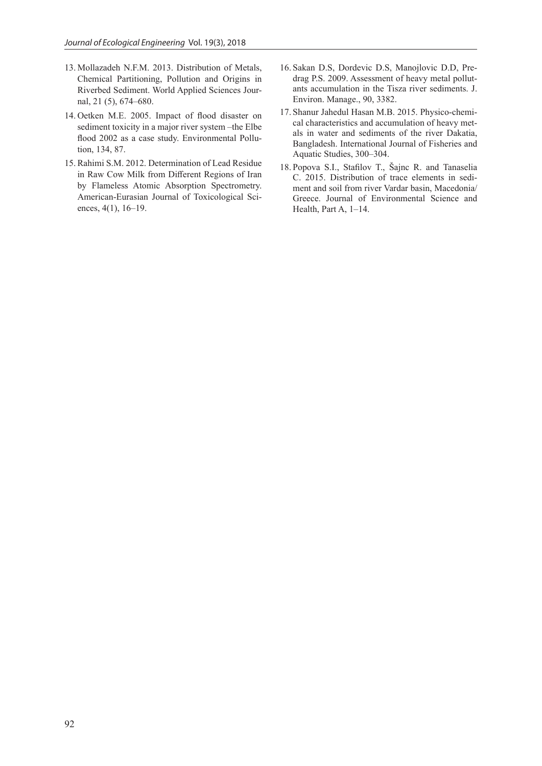13. Mollazadeh N.F.M. 2013. Distribution of Metals, Chemical Partitioning, Pollution and Origins in Riverbed Sediment. World Applied Sciences Journal, 21 (5), 674–680.
14. Oetken M.E. 2005. Impact of flood disaster on sediment toxicity in a major river system –the Elbe flood 2002 as a case study. Environmental Pollution, 134, 87.
15. Rahimi S.M. 2012. Determination of Lead Residue in Raw Cow Milk from Different Regions of Iran by Flameless Atomic Absorption Spectrometry. American-Eurasian Journal of Toxicological Sciences, 4(1), 16–19.
16. Sakan D.S, Dordevic D.S, Manojlovic D.D, Predrag P.S. 2009. Assessment of heavy metal pollutants accumulation in the Tisza river sediments. J. Environ. Manage., 90, 3382.
17. Shanur Jahedul Hasan M.B. 2015. Physico-chemical characteristics and accumulation of heavy metals in water and sediments of the river Dakatia, Bangladesh. International Journal of Fisheries and Aquatic Studies, 300–304.
18. Popova S.I., Stafilov T., Šajnc R. and Tanaselia C. 2015. Distribution of trace elements in sediment and soil from river Vardar basin, Macedonia/Greece. Journal of Environmental Science and Health, Part A, 1–14.